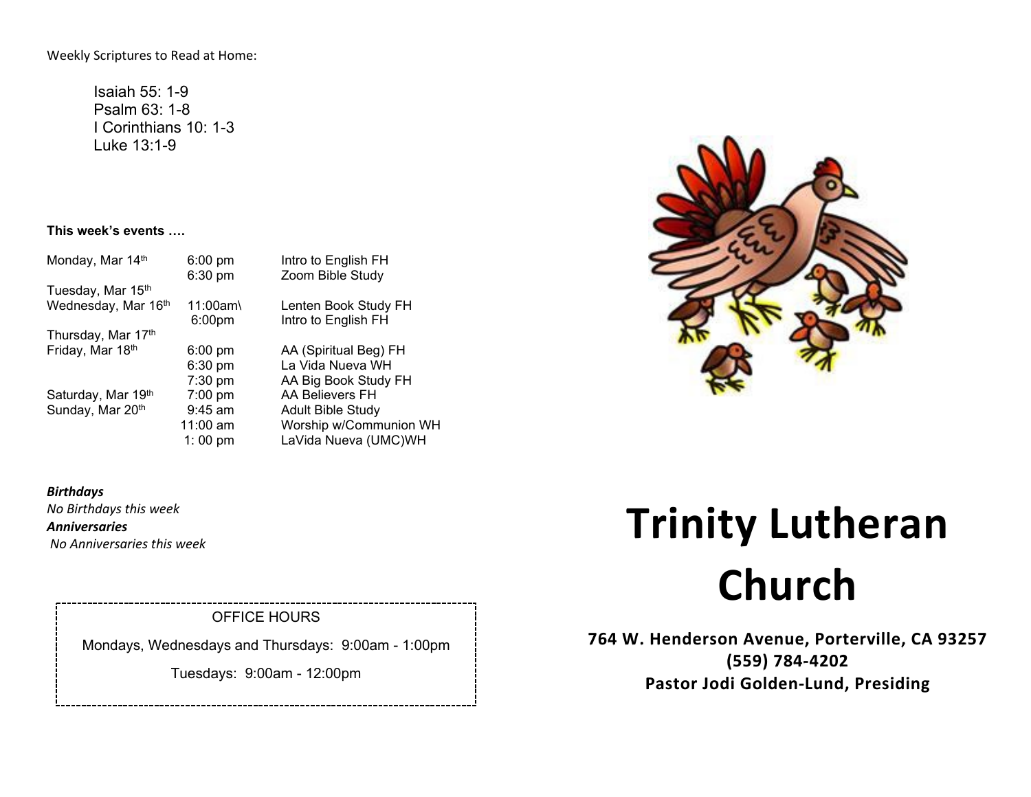Weekly Scriptures to Read at Home:

Isaiah 55: 1-9
Psalm 63: 1-8
I Corinthians 10: 1-3
Luke 13:1-9

**This week's events ….**

| | | |
|---|---|---|
| Monday, Mar 14th | 6:00 pm | Intro to English FH |
| | 6:30 pm | Zoom Bible Study |
| Tuesday, Mar 15th | | |
| Wednesday, Mar 16th | 11:00am\ | Lenten Book Study FH |
| | 6:00pm | Intro to English FH |
| Thursday, Mar 17th | | |
| Friday, Mar 18th | 6:00 pm | AA (Spiritual Beg) FH |
| | 6:30 pm | La Vida Nueva WH |
| | 7:30 pm | AA Big Book Study FH |
| Saturday, Mar 19th | 7:00 pm | AA Believers FH |
| Sunday, Mar 20th | 9:45 am | Adult Bible Study |
| | 11:00 am | Worship w/Communion WH |
| | 1: 00 pm | LaVida Nueva (UMC)WH |

***Birthdays***
*No Birthdays this week*
***Anniversaries***
*No Anniversaries this week*

OFFICE HOURS

Mondays, Wednesdays and Thursdays: 9:00am - 1:00pm

Tuesdays: 9:00am - 12:00pm

# Trinity Lutheran Church

**764 W. Henderson Avenue, Porterville, CA 93257**
**(559) 784-4202**
**Pastor Jodi Golden-Lund, Presiding**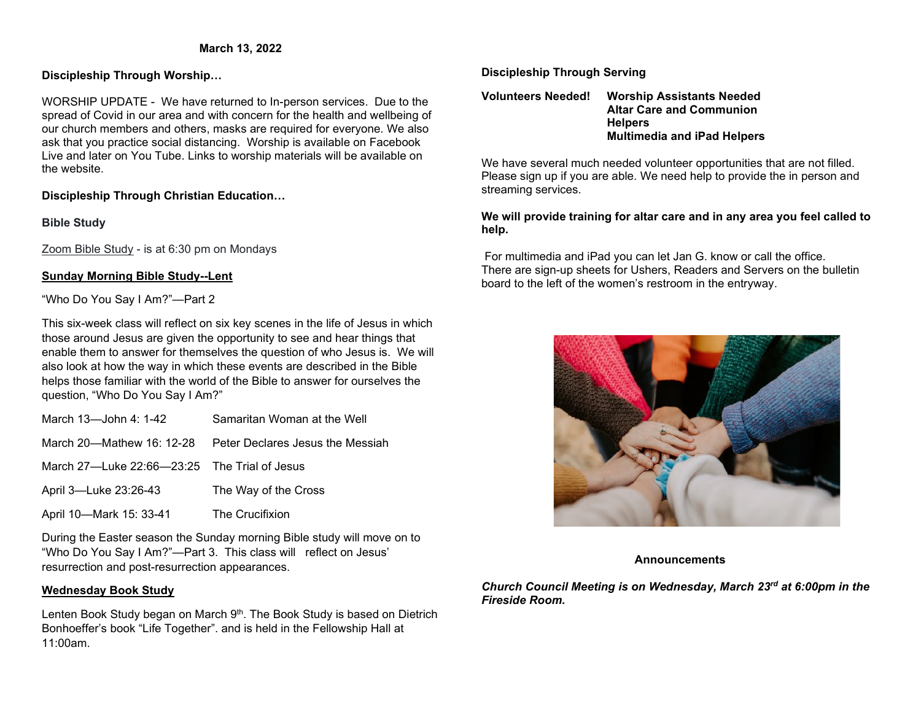**March 13, 2022**

## Discipleship Through Worship…

WORSHIP UPDATE - We have returned to In-person services. Due to the spread of Covid in our area and with concern for the health and wellbeing of our church members and others, masks are required for everyone. We also ask that you practice social distancing. Worship is available on Facebook Live and later on You Tube. Links to worship materials will be available on the website.

## Discipleship Through Christian Education…

### Bible Study

Zoom Bible Study - is at 6:30 pm on Mondays

### Sunday Morning Bible Study--Lent

"Who Do You Say I Am?"—Part 2

This six-week class will reflect on six key scenes in the life of Jesus in which those around Jesus are given the opportunity to see and hear things that enable them to answer for themselves the question of who Jesus is. We will also look at how the way in which these events are described in the Bible helps those familiar with the world of the Bible to answer for ourselves the question, "Who Do You Say I Am?"

| | |
|---|---|
| March 13—John 4: 1-42 | Samaritan Woman at the Well |
| March 20—Mathew 16: 12-28 | Peter Declares Jesus the Messiah |
| March 27—Luke 22:66—23:25 | The Trial of Jesus |
| April 3—Luke 23:26-43 | The Way of the Cross |
| April 10—Mark 15: 33-41 | The Crucifixion |

During the Easter season the Sunday morning Bible study will move on to "Who Do You Say I Am?"—Part 3. This class will reflect on Jesus' resurrection and post-resurrection appearances.

### Wednesday Book Study

Lenten Book Study began on March 9th. The Book Study is based on Dietrich Bonhoeffer's book "Life Together". and is held in the Fellowship Hall at 11:00am.

## Discipleship Through Serving

**Volunteers Needed!** **Worship Assistants Needed**
**Altar Care and Communion Helpers**
**Multimedia and iPad Helpers**

We have several much needed volunteer opportunities that are not filled. Please sign up if you are able. We need help to provide the in person and streaming services.

**We will provide training for altar care and in any area you feel called to help.**

For multimedia and iPad you can let Jan G. know or call the office. There are sign-up sheets for Ushers, Readers and Servers on the bulletin board to the left of the women's restroom in the entryway.

## Announcements

***Church Council Meeting is on Wednesday, March 23rd at 6:00pm in the Fireside Room.***